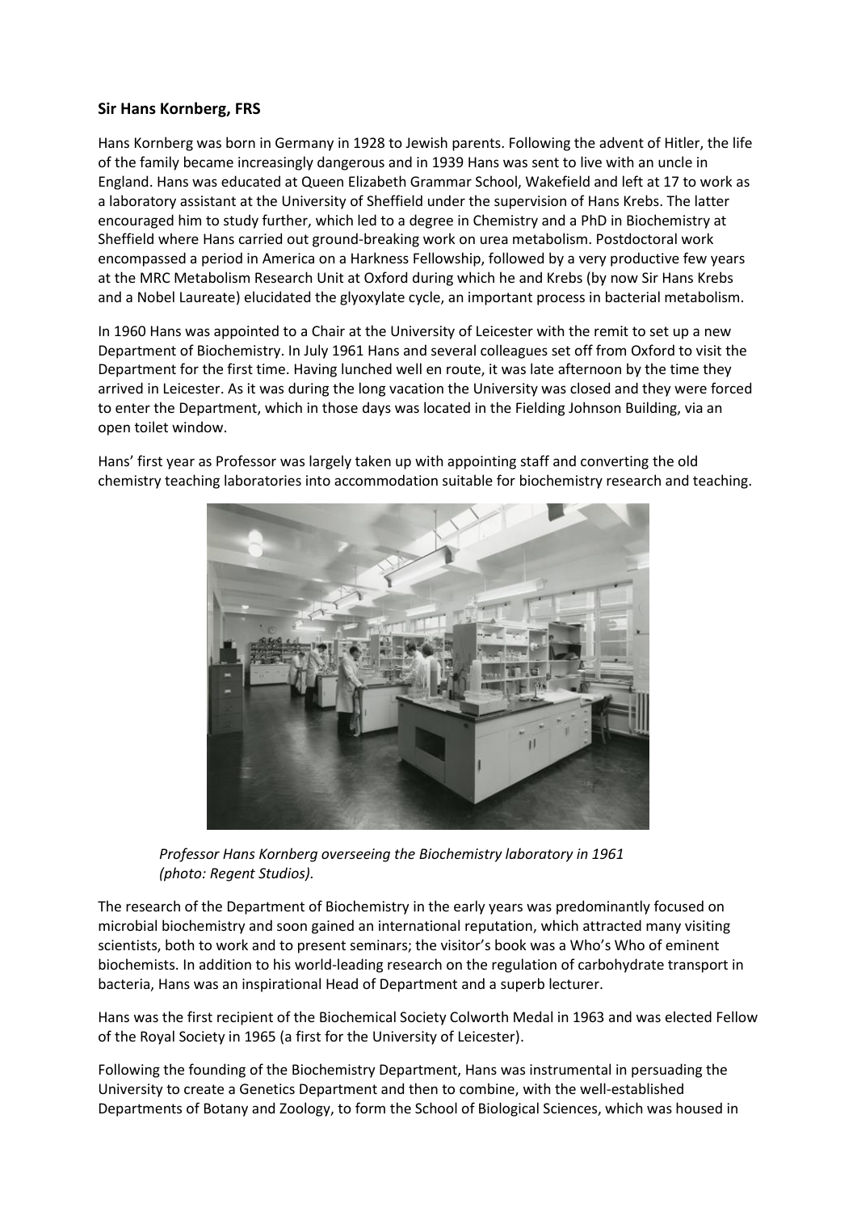**Sir Hans Kornberg, FRS**

Hans Kornberg was born in Germany in 1928 to Jewish parents. Following the advent of Hitler, the life of the family became increasingly dangerous and in 1939 Hans was sent to live with an uncle in England. Hans was educated at Queen Elizabeth Grammar School, Wakefield and left at 17 to work as a laboratory assistant at the University of Sheffield under the supervision of Hans Krebs. The latter encouraged him to study further, which led to a degree in Chemistry and a PhD in Biochemistry at Sheffield where Hans carried out ground-breaking work on urea metabolism. Postdoctoral work encompassed a period in America on a Harkness Fellowship, followed by a very productive few years at the MRC Metabolism Research Unit at Oxford during which he and Krebs (by now Sir Hans Krebs and a Nobel Laureate) elucidated the glyoxylate cycle, an important process in bacterial metabolism.

In 1960 Hans was appointed to a Chair at the University of Leicester with the remit to set up a new Department of Biochemistry. In July 1961 Hans and several colleagues set off from Oxford to visit the Department for the first time. Having lunched well en route, it was late afternoon by the time they arrived in Leicester. As it was during the long vacation the University was closed and they were forced to enter the Department, which in those days was located in the Fielding Johnson Building, via an open toilet window.

Hans' first year as Professor was largely taken up with appointing staff and converting the old chemistry teaching laboratories into accommodation suitable for biochemistry research and teaching.

*Professor Hans Kornberg overseeing the Biochemistry laboratory in 1961 (photo: Regent Studios).*

The research of the Department of Biochemistry in the early years was predominantly focused on microbial biochemistry and soon gained an international reputation, which attracted many visiting scientists, both to work and to present seminars; the visitor's book was a Who's Who of eminent biochemists. In addition to his world-leading research on the regulation of carbohydrate transport in bacteria, Hans was an inspirational Head of Department and a superb lecturer.

Hans was the first recipient of the Biochemical Society Colworth Medal in 1963 and was elected Fellow of the Royal Society in 1965 (a first for the University of Leicester).

Following the founding of the Biochemistry Department, Hans was instrumental in persuading the University to create a Genetics Department and then to combine, with the well-established Departments of Botany and Zoology, to form the School of Biological Sciences, which was housed in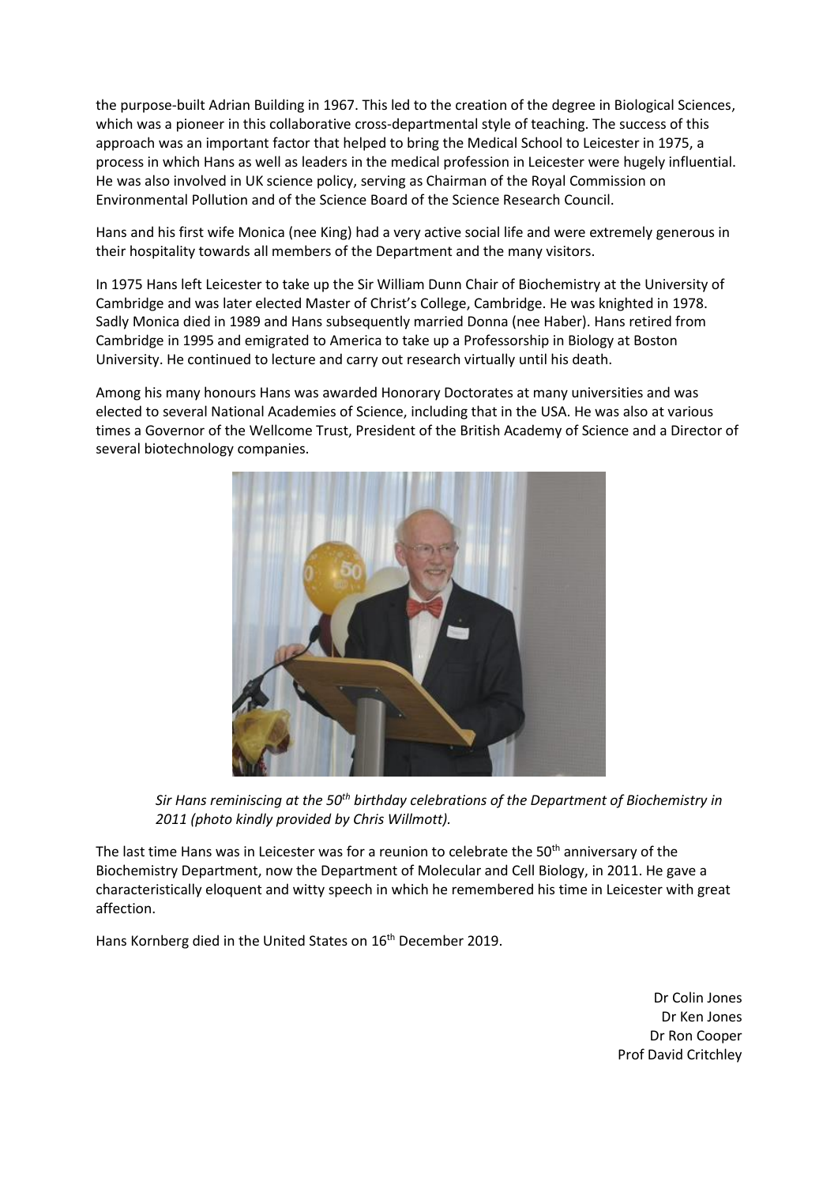the purpose-built Adrian Building in 1967. This led to the creation of the degree in Biological Sciences, which was a pioneer in this collaborative cross-departmental style of teaching. The success of this approach was an important factor that helped to bring the Medical School to Leicester in 1975, a process in which Hans as well as leaders in the medical profession in Leicester were hugely influential. He was also involved in UK science policy, serving as Chairman of the Royal Commission on Environmental Pollution and of the Science Board of the Science Research Council.

Hans and his first wife Monica (nee King) had a very active social life and were extremely generous in their hospitality towards all members of the Department and the many visitors.

In 1975 Hans left Leicester to take up the Sir William Dunn Chair of Biochemistry at the University of Cambridge and was later elected Master of Christ's College, Cambridge. He was knighted in 1978. Sadly Monica died in 1989 and Hans subsequently married Donna (nee Haber). Hans retired from Cambridge in 1995 and emigrated to America to take up a Professorship in Biology at Boston University. He continued to lecture and carry out research virtually until his death.

Among his many honours Hans was awarded Honorary Doctorates at many universities and was elected to several National Academies of Science, including that in the USA. He was also at various times a Governor of the Wellcome Trust, President of the British Academy of Science and a Director of several biotechnology companies.

*Sir Hans reminiscing at the 50th birthday celebrations of the Department of Biochemistry in 2011 (photo kindly provided by Chris Willmott).*

The last time Hans was in Leicester was for a reunion to celebrate the 50th anniversary of the Biochemistry Department, now the Department of Molecular and Cell Biology, in 2011. He gave a characteristically eloquent and witty speech in which he remembered his time in Leicester with great affection.

Hans Kornberg died in the United States on 16th December 2019.

Dr Colin Jones
Dr Ken Jones
Dr Ron Cooper
Prof David Critchley